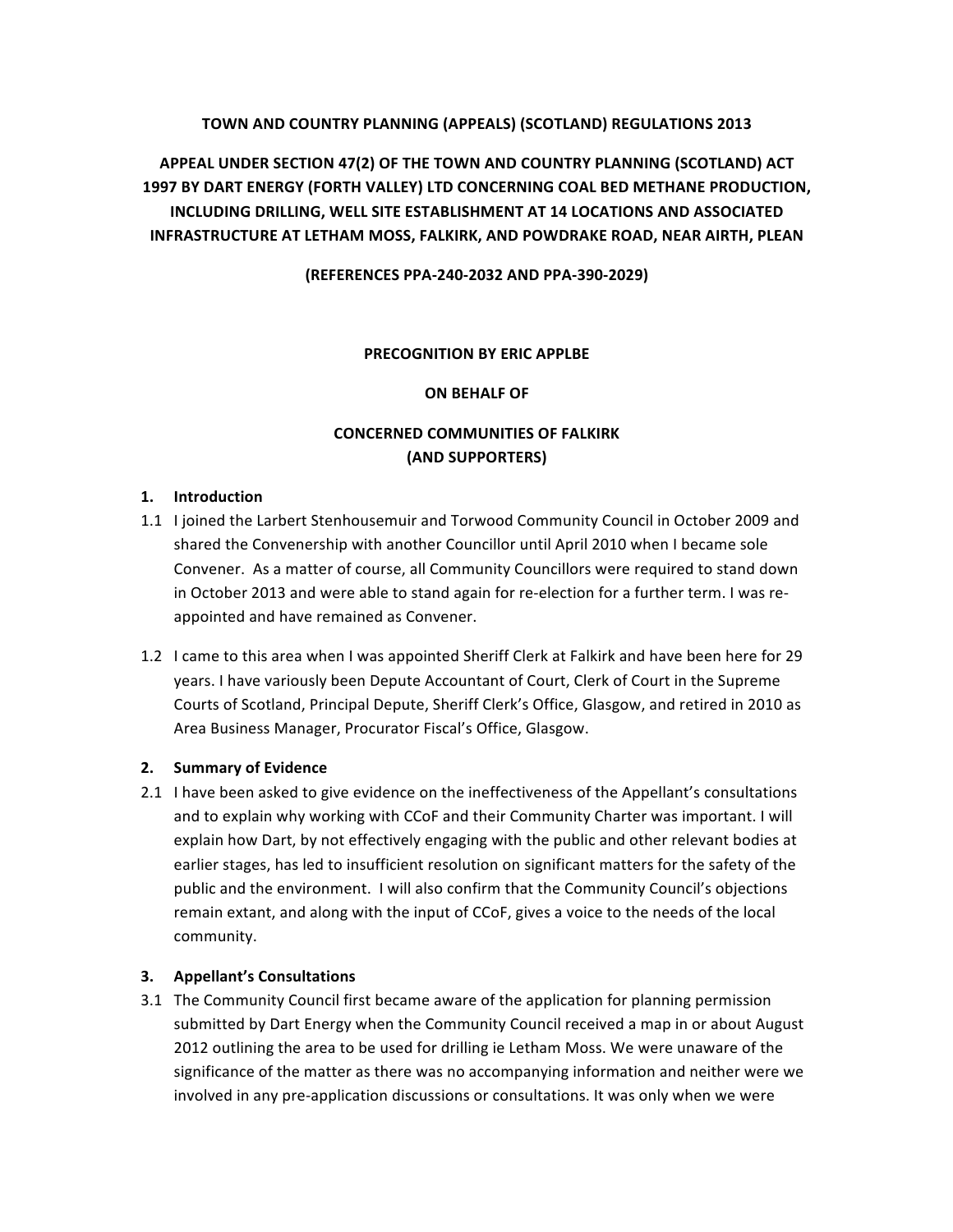**TOWN AND COUNTRY PLANNING (APPEALS) (SCOTLAND) REGULATIONS 2013**

**APPEAL UNDER SECTION 47(2) OF THE TOWN AND COUNTRY PLANNING (SCOTLAND) ACT 1997 BY DART ENERGY (FORTH VALLEY) LTD CONCERNING COAL BED METHANE PRODUCTION, INCLUDING DRILLING, WELL SITE ESTABLISHMENT AT 14 LOCATIONS AND ASSOCIATED INFRASTRUCTURE AT LETHAM MOSS, FALKIRK, AND POWDRAKE ROAD, NEAR AIRTH, PLEAN**

**(REFERENCES PPA-240-2032 AND PPA-390-2029)**

**PRECOGNITION BY ERIC APPLBE**

**ON BEHALF OF**

**CONCERNED COMMUNITIES OF FALKIRK (AND SUPPORTERS)**

## 1. Introduction

1.1 I joined the Larbert Stenhousemuir and Torwood Community Council in October 2009 and shared the Convenership with another Councillor until April 2010 when I became sole Convener. As a matter of course, all Community Councillors were required to stand down in October 2013 and were able to stand again for re-election for a further term. I was re-appointed and have remained as Convener.

1.2 I came to this area when I was appointed Sheriff Clerk at Falkirk and have been here for 29 years. I have variously been Depute Accountant of Court, Clerk of Court in the Supreme Courts of Scotland, Principal Depute, Sheriff Clerk's Office, Glasgow, and retired in 2010 as Area Business Manager, Procurator Fiscal's Office, Glasgow.

## 2. Summary of Evidence

2.1 I have been asked to give evidence on the ineffectiveness of the Appellant's consultations and to explain why working with CCoF and their Community Charter was important. I will explain how Dart, by not effectively engaging with the public and other relevant bodies at earlier stages, has led to insufficient resolution on significant matters for the safety of the public and the environment. I will also confirm that the Community Council's objections remain extant, and along with the input of CCoF, gives a voice to the needs of the local community.

## 3. Appellant's Consultations

3.1 The Community Council first became aware of the application for planning permission submitted by Dart Energy when the Community Council received a map in or about August 2012 outlining the area to be used for drilling ie Letham Moss. We were unaware of the significance of the matter as there was no accompanying information and neither were we involved in any pre-application discussions or consultations. It was only when we were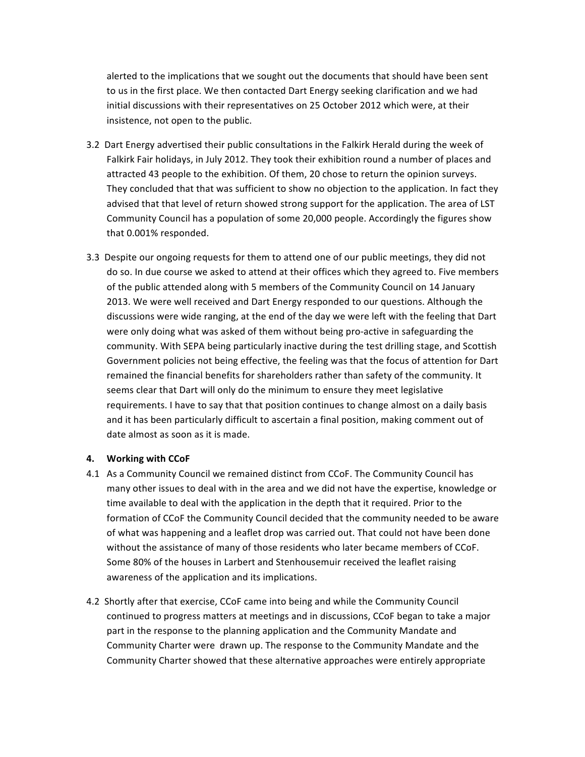alerted to the implications that we sought out the documents that should have been sent to us in the first place. We then contacted Dart Energy seeking clarification and we had initial discussions with their representatives on 25 October 2012 which were, at their insistence, not open to the public.

3.2 Dart Energy advertised their public consultations in the Falkirk Herald during the week of Falkirk Fair holidays, in July 2012. They took their exhibition round a number of places and attracted 43 people to the exhibition. Of them, 20 chose to return the opinion surveys. They concluded that that was sufficient to show no objection to the application. In fact they advised that that level of return showed strong support for the application. The area of LST Community Council has a population of some 20,000 people. Accordingly the figures show that 0.001% responded.

3.3 Despite our ongoing requests for them to attend one of our public meetings, they did not do so. In due course we asked to attend at their offices which they agreed to. Five members of the public attended along with 5 members of the Community Council on 14 January 2013. We were well received and Dart Energy responded to our questions. Although the discussions were wide ranging, at the end of the day we were left with the feeling that Dart were only doing what was asked of them without being pro-active in safeguarding the community. With SEPA being particularly inactive during the test drilling stage, and Scottish Government policies not being effective, the feeling was that the focus of attention for Dart remained the financial benefits for shareholders rather than safety of the community. It seems clear that Dart will only do the minimum to ensure they meet legislative requirements. I have to say that that position continues to change almost on a daily basis and it has been particularly difficult to ascertain a final position, making comment out of date almost as soon as it is made.

**4. Working with CCoF**

4.1 As a Community Council we remained distinct from CCoF. The Community Council has many other issues to deal with in the area and we did not have the expertise, knowledge or time available to deal with the application in the depth that it required. Prior to the formation of CCoF the Community Council decided that the community needed to be aware of what was happening and a leaflet drop was carried out. That could not have been done without the assistance of many of those residents who later became members of CCoF. Some 80% of the houses in Larbert and Stenhousemuir received the leaflet raising awareness of the application and its implications.

4.2 Shortly after that exercise, CCoF came into being and while the Community Council continued to progress matters at meetings and in discussions, CCoF began to take a major part in the response to the planning application and the Community Mandate and Community Charter were drawn up. The response to the Community Mandate and the Community Charter showed that these alternative approaches were entirely appropriate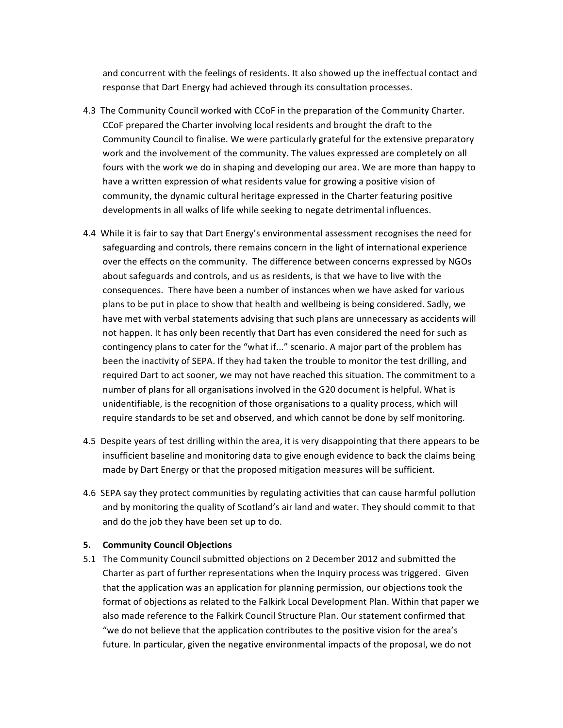and concurrent with the feelings of residents. It also showed up the ineffectual contact and response that Dart Energy had achieved through its consultation processes.

4.3 The Community Council worked with CCoF in the preparation of the Community Charter. CCoF prepared the Charter involving local residents and brought the draft to the Community Council to finalise. We were particularly grateful for the extensive preparatory work and the involvement of the community. The values expressed are completely on all fours with the work we do in shaping and developing our area. We are more than happy to have a written expression of what residents value for growing a positive vision of community, the dynamic cultural heritage expressed in the Charter featuring positive developments in all walks of life while seeking to negate detrimental influences.

4.4 While it is fair to say that Dart Energy's environmental assessment recognises the need for safeguarding and controls, there remains concern in the light of international experience over the effects on the community. The difference between concerns expressed by NGOs about safeguards and controls, and us as residents, is that we have to live with the consequences. There have been a number of instances when we have asked for various plans to be put in place to show that health and wellbeing is being considered. Sadly, we have met with verbal statements advising that such plans are unnecessary as accidents will not happen. It has only been recently that Dart has even considered the need for such as contingency plans to cater for the "what if..." scenario. A major part of the problem has been the inactivity of SEPA. If they had taken the trouble to monitor the test drilling, and required Dart to act sooner, we may not have reached this situation. The commitment to a number of plans for all organisations involved in the G20 document is helpful. What is unidentifiable, is the recognition of those organisations to a quality process, which will require standards to be set and observed, and which cannot be done by self monitoring.

4.5 Despite years of test drilling within the area, it is very disappointing that there appears to be insufficient baseline and monitoring data to give enough evidence to back the claims being made by Dart Energy or that the proposed mitigation measures will be sufficient.

4.6 SEPA say they protect communities by regulating activities that can cause harmful pollution and by monitoring the quality of Scotland's air land and water. They should commit to that and do the job they have been set up to do.

## 5. Community Council Objections

5.1 The Community Council submitted objections on 2 December 2012 and submitted the Charter as part of further representations when the Inquiry process was triggered. Given that the application was an application for planning permission, our objections took the format of objections as related to the Falkirk Local Development Plan. Within that paper we also made reference to the Falkirk Council Structure Plan. Our statement confirmed that "we do not believe that the application contributes to the positive vision for the area's future. In particular, given the negative environmental impacts of the proposal, we do not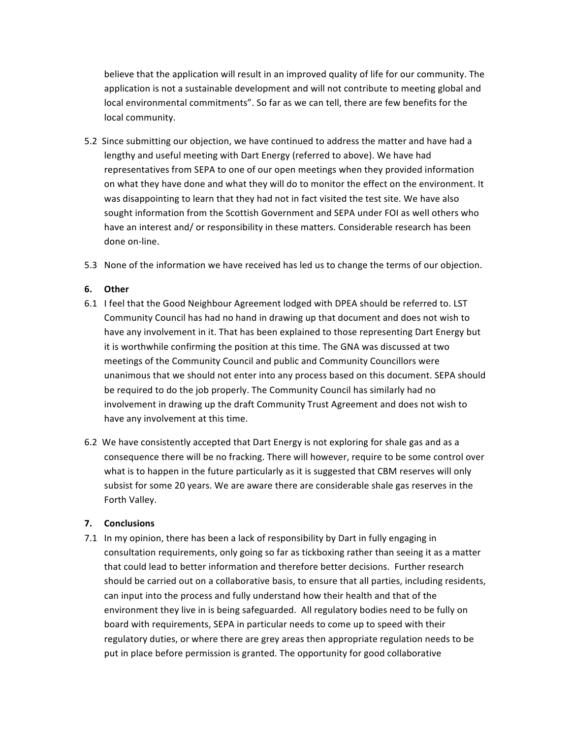believe that the application will result in an improved quality of life for our community. The application is not a sustainable development and will not contribute to meeting global and local environmental commitments". So far as we can tell, there are few benefits for the local community.

5.2 Since submitting our objection, we have continued to address the matter and have had a lengthy and useful meeting with Dart Energy (referred to above). We have had representatives from SEPA to one of our open meetings when they provided information on what they have done and what they will do to monitor the effect on the environment. It was disappointing to learn that they had not in fact visited the test site. We have also sought information from the Scottish Government and SEPA under FOI as well others who have an interest and/ or responsibility in these matters. Considerable research has been done on-line.

5.3 None of the information we have received has led us to change the terms of our objection.

**6. Other**

6.1 I feel that the Good Neighbour Agreement lodged with DPEA should be referred to. LST Community Council has had no hand in drawing up that document and does not wish to have any involvement in it. That has been explained to those representing Dart Energy but it is worthwhile confirming the position at this time. The GNA was discussed at two meetings of the Community Council and public and Community Councillors were unanimous that we should not enter into any process based on this document. SEPA should be required to do the job properly. The Community Council has similarly had no involvement in drawing up the draft Community Trust Agreement and does not wish to have any involvement at this time.

6.2 We have consistently accepted that Dart Energy is not exploring for shale gas and as a consequence there will be no fracking. There will however, require to be some control over what is to happen in the future particularly as it is suggested that CBM reserves will only subsist for some 20 years. We are aware there are considerable shale gas reserves in the Forth Valley.

**7. Conclusions**

7.1 In my opinion, there has been a lack of responsibility by Dart in fully engaging in consultation requirements, only going so far as tickboxing rather than seeing it as a matter that could lead to better information and therefore better decisions. Further research should be carried out on a collaborative basis, to ensure that all parties, including residents, can input into the process and fully understand how their health and that of the environment they live in is being safeguarded. All regulatory bodies need to be fully on board with requirements, SEPA in particular needs to come up to speed with their regulatory duties, or where there are grey areas then appropriate regulation needs to be put in place before permission is granted. The opportunity for good collaborative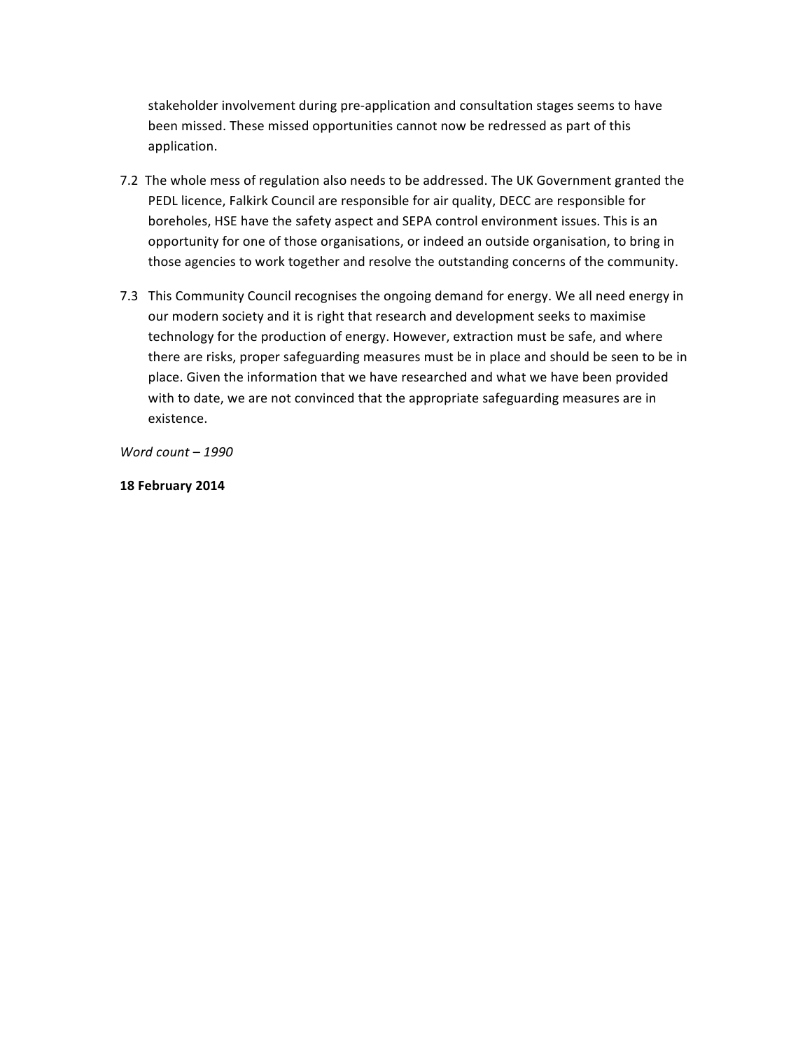stakeholder involvement during pre-application and consultation stages seems to have been missed. These missed opportunities cannot now be redressed as part of this application.

7.2 The whole mess of regulation also needs to be addressed. The UK Government granted the PEDL licence, Falkirk Council are responsible for air quality, DECC are responsible for boreholes, HSE have the safety aspect and SEPA control environment issues. This is an opportunity for one of those organisations, or indeed an outside organisation, to bring in those agencies to work together and resolve the outstanding concerns of the community.

7.3 This Community Council recognises the ongoing demand for energy. We all need energy in our modern society and it is right that research and development seeks to maximise technology for the production of energy. However, extraction must be safe, and where there are risks, proper safeguarding measures must be in place and should be seen to be in place. Given the information that we have researched and what we have been provided with to date, we are not convinced that the appropriate safeguarding measures are in existence.

*Word count – 1990*

**18 February 2014**